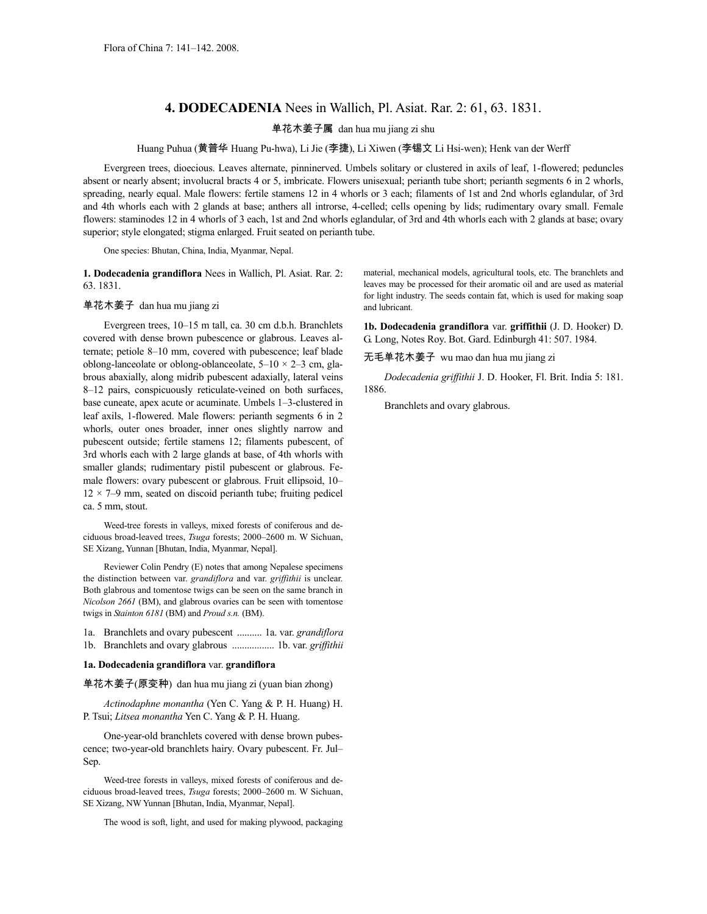Flora of China 7: 141–142. 2008.

# 4. DODECADENIA Nees in Wallich, Pl. Asiat. Rar. 2: 61, 63. 1831.

单花木姜子属 dan hua mu jiang zi shu

Huang Puhua (黄普华 Huang Pu-hwa), Li Jie (李捷), Li Xiwen (李锡文 Li Hsi-wen); Henk van der Werff

Evergreen trees, dioecious. Leaves alternate, pinninerved. Umbels solitary or clustered in axils of leaf, 1-flowered; peduncles absent or nearly absent; involucral bracts 4 or 5, imbricate. Flowers unisexual; perianth tube short; perianth segments 6 in 2 whorls, spreading, nearly equal. Male flowers: fertile stamens 12 in 4 whorls or 3 each; filaments of 1st and 2nd whorls eglandular, of 3rd and 4th whorls each with 2 glands at base; anthers all introrse, 4-celled; cells opening by lids; rudimentary ovary small. Female flowers: staminodes 12 in 4 whorls of 3 each, 1st and 2nd whorls eglandular, of 3rd and 4th whorls each with 2 glands at base; ovary superior; style elongated; stigma enlarged. Fruit seated on perianth tube.

One species: Bhutan, China, India, Myanmar, Nepal.

**1. Dodecadenia grandiflora** Nees in Wallich, Pl. Asiat. Rar. 2: 63. 1831.

单花木姜子 dan hua mu jiang zi

Evergreen trees, 10–15 m tall, ca. 30 cm d.b.h. Branchlets covered with dense brown pubescence or glabrous. Leaves alternate; petiole 8–10 mm, covered with pubescence; leaf blade oblong-lanceolate or oblong-oblanceolate, 5–10 × 2–3 cm, glabrous abaxially, along midrib pubescent adaxially, lateral veins 8–12 pairs, conspicuously reticulate-veined on both surfaces, base cuneate, apex acute or acuminate. Umbels 1–3-clustered in leaf axils, 1-flowered. Male flowers: perianth segments 6 in 2 whorls, outer ones broader, inner ones slightly narrow and pubescent outside; fertile stamens 12; filaments pubescent, of 3rd whorls each with 2 large glands at base, of 4th whorls with smaller glands; rudimentary pistil pubescent or glabrous. Female flowers: ovary pubescent or glabrous. Fruit ellipsoid, 10–12 × 7–9 mm, seated on discoid perianth tube; fruiting pedicel ca. 5 mm, stout.

Weed-tree forests in valleys, mixed forests of coniferous and deciduous broad-leaved trees, *Tsuga* forests; 2000–2600 m. W Sichuan, SE Xizang, Yunnan [Bhutan, India, Myanmar, Nepal].

Reviewer Colin Pendry (E) notes that among Nepalese specimens the distinction between var. *grandiflora* and var. *griffithii* is unclear. Both glabrous and tomentose twigs can be seen on the same branch in *Nicolson 2661* (BM), and glabrous ovaries can be seen with tomentose twigs in *Stainton 6181* (BM) and *Proud s.n.* (BM).

1a. Branchlets and ovary pubescent .......... 1a. var. *grandiflora*
1b. Branchlets and ovary glabrous ................. 1b. var. *griffithii*

**1a. Dodecadenia grandiflora** var. **grandiflora**

单花木姜子(原变种) dan hua mu jiang zi (yuan bian zhong)

*Actinodaphne monantha* (Yen C. Yang & P. H. Huang) H. P. Tsui; *Litsea monantha* Yen C. Yang & P. H. Huang.

One-year-old branchlets covered with dense brown pubescence; two-year-old branchlets hairy. Ovary pubescent. Fr. Jul–Sep.

Weed-tree forests in valleys, mixed forests of coniferous and deciduous broad-leaved trees, *Tsuga* forests; 2000–2600 m. W Sichuan, SE Xizang, NW Yunnan [Bhutan, India, Myanmar, Nepal].

The wood is soft, light, and used for making plywood, packaging material, mechanical models, agricultural tools, etc. The branchlets and leaves may be processed for their aromatic oil and are used as material for light industry. The seeds contain fat, which is used for making soap and lubricant.

**1b. Dodecadenia grandiflora** var. **griffithii** (J. D. Hooker) D. G. Long, Notes Roy. Bot. Gard. Edinburgh 41: 507. 1984.

无毛单花木姜子 wu mao dan hua mu jiang zi

*Dodecadenia griffithii* J. D. Hooker, Fl. Brit. India 5: 181. 1886.

Branchlets and ovary glabrous.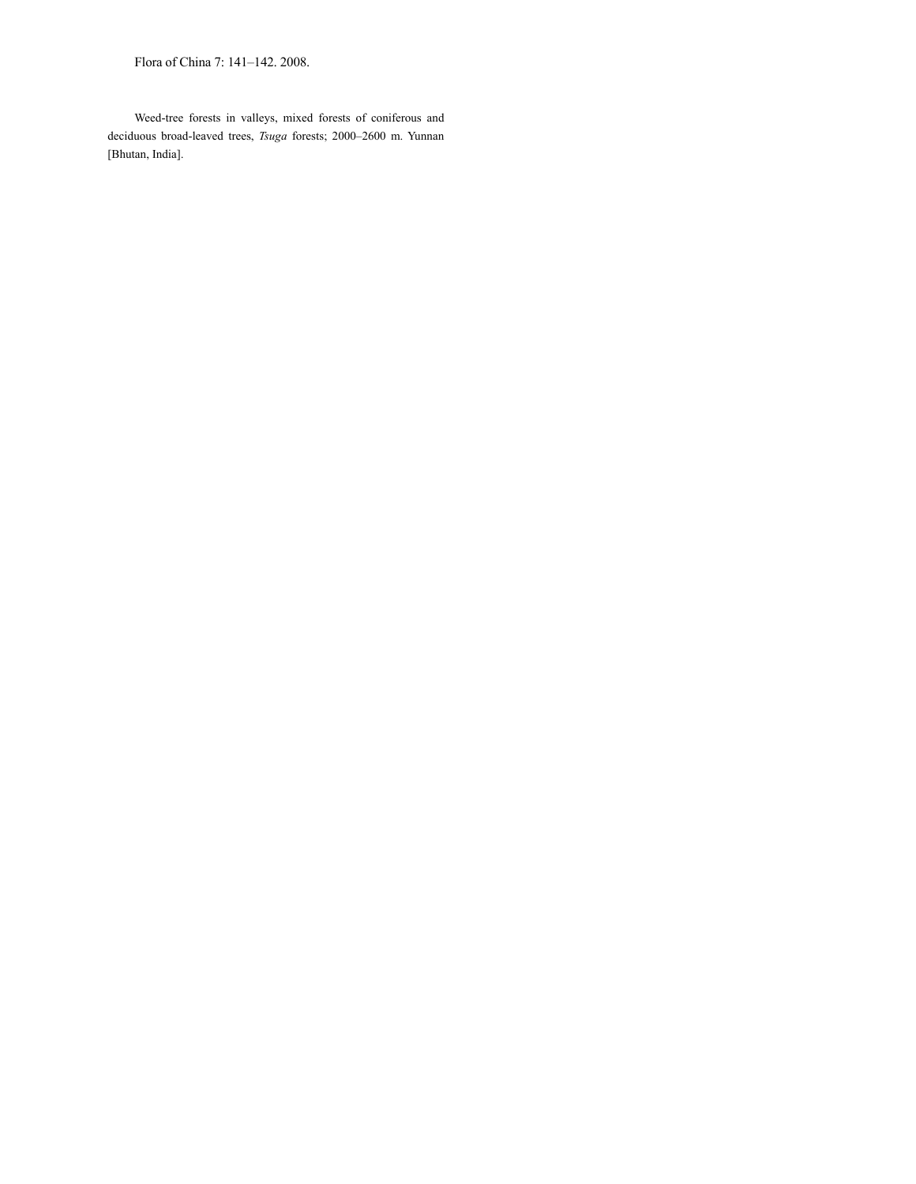Weed-tree forests in valleys, mixed forests of coniferous and deciduous broad-leaved trees, *Tsuga* forests; 2000–2600 m. Yunnan [Bhutan, India].